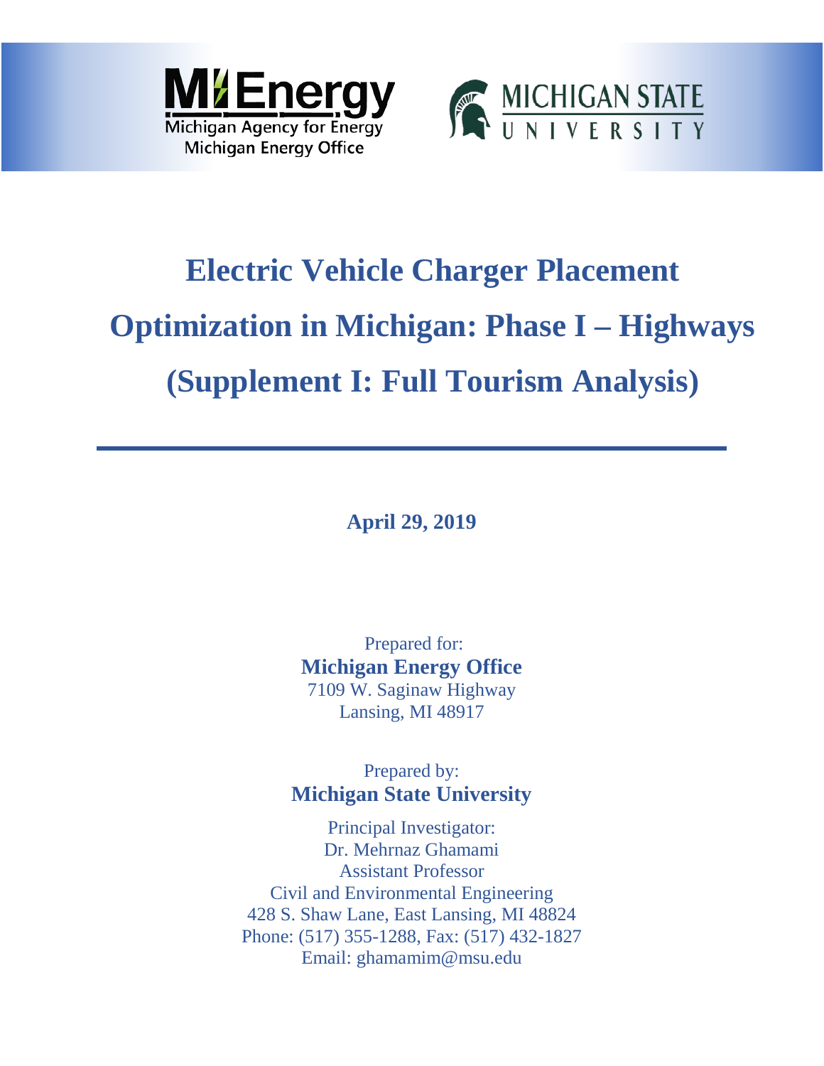# Electric Vehicle Charger Placement Optimization in Michigan: Phase I – Highways (Supplement I: Full Tourism Analysis)

**April 29, 2019**

Prepared for:
**Michigan Energy Office**
7109 W. Saginaw Highway
Lansing, MI 48917

Prepared by:
**Michigan State University**

Principal Investigator:
Dr. Mehrnaz Ghamami
Assistant Professor
Civil and Environmental Engineering
428 S. Shaw Lane, East Lansing, MI 48824
Phone: (517) 355-1288, Fax: (517) 432-1827
Email: ghamamim@msu.edu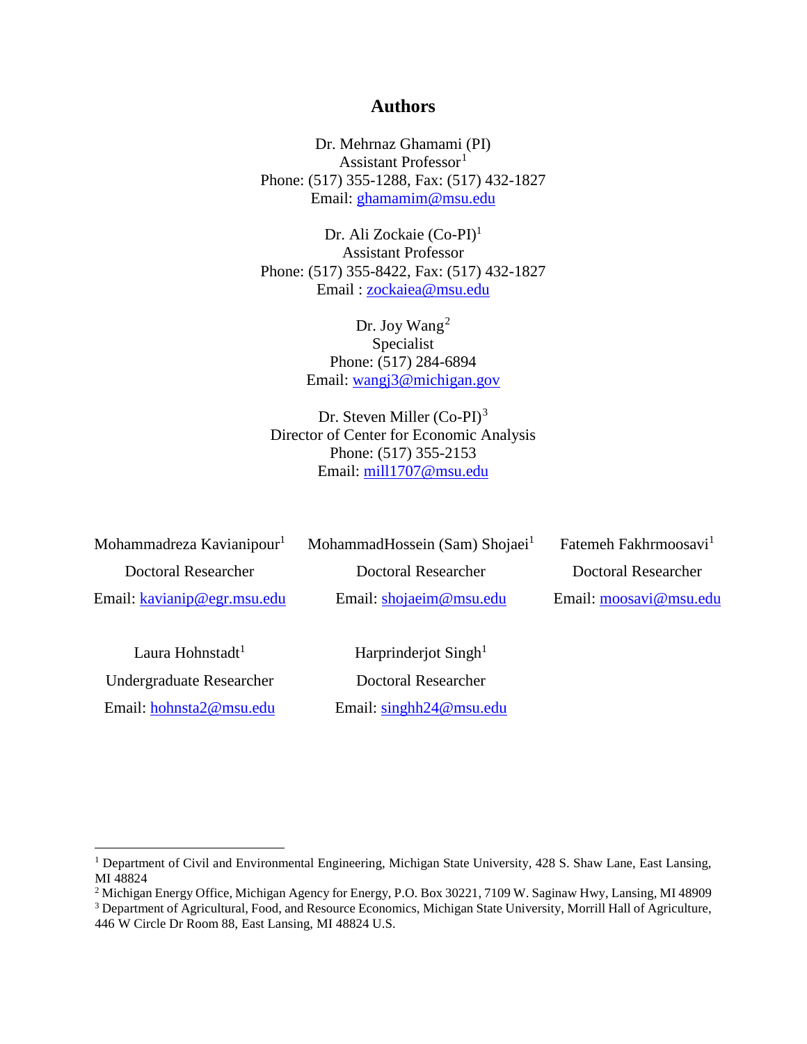# Authors

Dr. Mehrnaz Ghamami (PI)
Assistant Professor[1]
Phone: (517) 355-1288, Fax: (517) 432-1827
Email: ghamamim@msu.edu

Dr. Ali Zockaie (Co-PI)[1]
Assistant Professor
Phone: (517) 355-8422, Fax: (517) 432-1827
Email : zockaiea@msu.edu

Dr. Joy Wang[2]
Specialist
Phone: (517) 284-6894
Email: wangj3@michigan.gov

Dr. Steven Miller (Co-PI)[3]
Director of Center for Economic Analysis
Phone: (517) 355-2153
Email: mill1707@msu.edu

Mohammadreza Kavianipour[1]
Doctoral Researcher
Email: kavianip@egr.msu.edu

MohammadHossein (Sam) Shojaei[1]
Doctoral Researcher
Email: shojaeim@msu.edu

Fatemeh Fakhrmoosavi[1]
Doctoral Researcher
Email: moosavi@msu.edu

Laura Hohnstadt[1]
Undergraduate Researcher
Email: hohnsta2@msu.edu

Harprinderjot Singh[1]
Doctoral Researcher
Email: singhh24@msu.edu

---

[1] Department of Civil and Environmental Engineering, Michigan State University, 428 S. Shaw Lane, East Lansing, MI 48824

[2] Michigan Energy Office, Michigan Agency for Energy, P.O. Box 30221, 7109 W. Saginaw Hwy, Lansing, MI 48909

[3] Department of Agricultural, Food, and Resource Economics, Michigan State University, Morrill Hall of Agriculture, 446 W Circle Dr Room 88, East Lansing, MI 48824 U.S.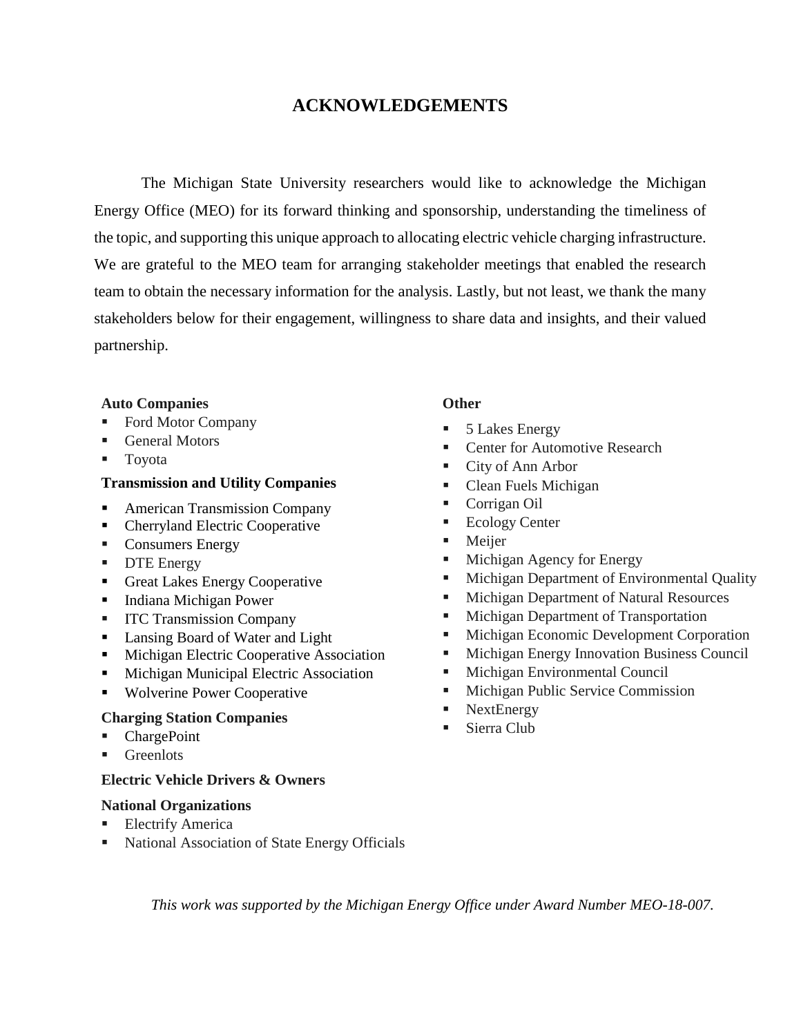# ACKNOWLEDGEMENTS

The Michigan State University researchers would like to acknowledge the Michigan Energy Office (MEO) for its forward thinking and sponsorship, understanding the timeliness of the topic, and supporting this unique approach to allocating electric vehicle charging infrastructure. We are grateful to the MEO team for arranging stakeholder meetings that enabled the research team to obtain the necessary information for the analysis. Lastly, but not least, we thank the many stakeholders below for their engagement, willingness to share data and insights, and their valued partnership.

**Auto Companies**

- Ford Motor Company
- General Motors
- Toyota

**Transmission and Utility Companies**

- American Transmission Company
- Cherryland Electric Cooperative
- Consumers Energy
- DTE Energy
- Great Lakes Energy Cooperative
- Indiana Michigan Power
- ITC Transmission Company
- Lansing Board of Water and Light
- Michigan Electric Cooperative Association
- Michigan Municipal Electric Association
- Wolverine Power Cooperative

**Charging Station Companies**

- ChargePoint
- Greenlots

**Electric Vehicle Drivers & Owners**

**National Organizations**

- Electrify America
- National Association of State Energy Officials

**Other**

- 5 Lakes Energy
- Center for Automotive Research
- City of Ann Arbor
- Clean Fuels Michigan
- Corrigan Oil
- Ecology Center
- Meijer
- Michigan Agency for Energy
- Michigan Department of Environmental Quality
- Michigan Department of Natural Resources
- Michigan Department of Transportation
- Michigan Economic Development Corporation
- Michigan Energy Innovation Business Council
- Michigan Environmental Council
- Michigan Public Service Commission
- NextEnergy
- Sierra Club

*This work was supported by the Michigan Energy Office under Award Number MEO-18-007.*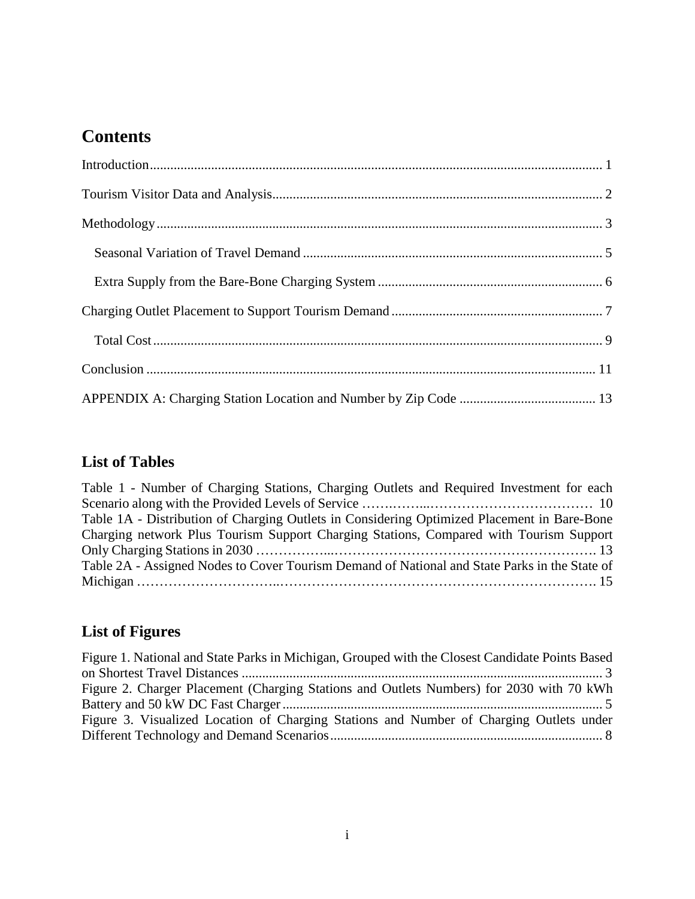# Contents

Introduction .................................................................................................................. 1

Tourism Visitor Data and Analysis ................................................................................ 2

Methodology ................................................................................................................. 3

Seasonal Variation of Travel Demand ........................................................................ 5

Extra Supply from the Bare-Bone Charging System .................................................. 6

Charging Outlet Placement to Support Tourism Demand ............................................. 7

Total Cost ................................................................................................................... 9

Conclusion ................................................................................................................... 11

APPENDIX A: Charging Station Location and Number by Zip Code ........................... 13

## List of Tables

Table 1 - Number of Charging Stations, Charging Outlets and Required Investment for each Scenario along with the Provided Levels of Service ....................................................... 10

Table 1A - Distribution of Charging Outlets in Considering Optimized Placement in Bare-Bone Charging network Plus Tourism Support Charging Stations, Compared with Tourism Support Only Charging Stations in 2030 ........................................................................ 13

Table 2A - Assigned Nodes to Cover Tourism Demand of National and State Parks in the State of Michigan ................................................................................................... 15

## List of Figures

Figure 1. National and State Parks in Michigan, Grouped with the Closest Candidate Points Based on Shortest Travel Distances ................................................................................ 3

Figure 2. Charger Placement (Charging Stations and Outlets Numbers) for 2030 with 70 kWh Battery and 50 kW DC Fast Charger ............................................................................. 5

Figure 3. Visualized Location of Charging Stations and Number of Charging Outlets under Different Technology and Demand Scenarios .................................................................. 8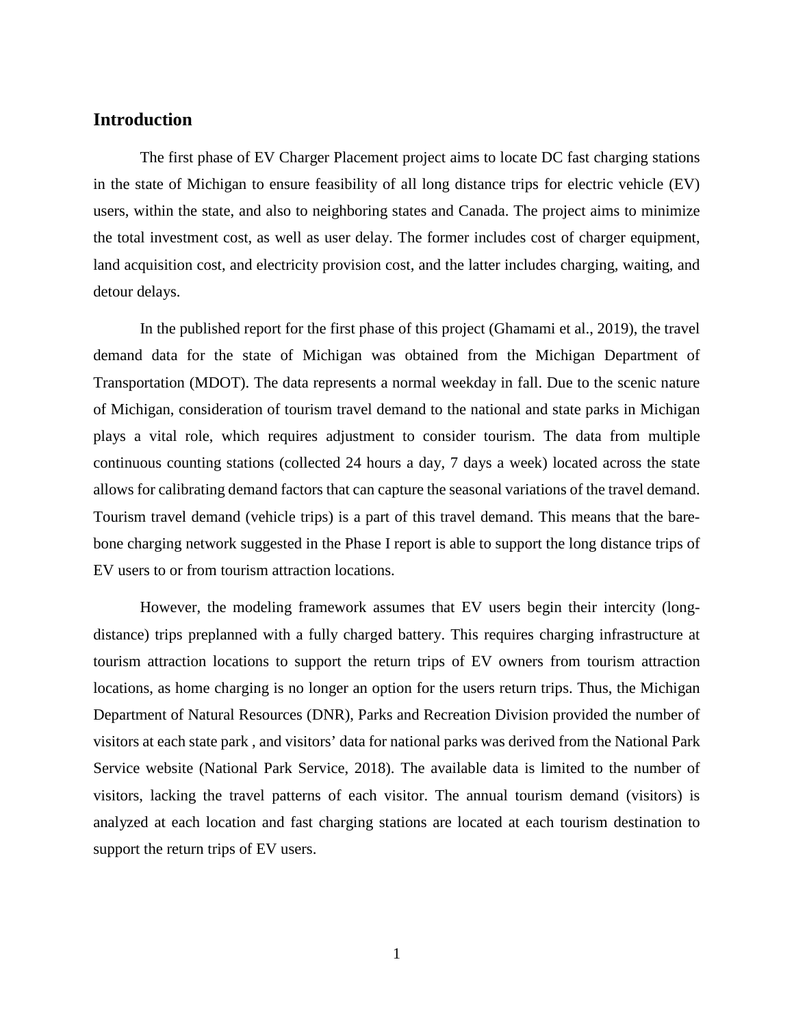## Introduction

The first phase of EV Charger Placement project aims to locate DC fast charging stations in the state of Michigan to ensure feasibility of all long distance trips for electric vehicle (EV) users, within the state, and also to neighboring states and Canada. The project aims to minimize the total investment cost, as well as user delay. The former includes cost of charger equipment, land acquisition cost, and electricity provision cost, and the latter includes charging, waiting, and detour delays.

In the published report for the first phase of this project (Ghamami et al., 2019), the travel demand data for the state of Michigan was obtained from the Michigan Department of Transportation (MDOT). The data represents a normal weekday in fall. Due to the scenic nature of Michigan, consideration of tourism travel demand to the national and state parks in Michigan plays a vital role, which requires adjustment to consider tourism. The data from multiple continuous counting stations (collected 24 hours a day, 7 days a week) located across the state allows for calibrating demand factors that can capture the seasonal variations of the travel demand. Tourism travel demand (vehicle trips) is a part of this travel demand. This means that the bare-bone charging network suggested in the Phase I report is able to support the long distance trips of EV users to or from tourism attraction locations.

However, the modeling framework assumes that EV users begin their intercity (long-distance) trips preplanned with a fully charged battery. This requires charging infrastructure at tourism attraction locations to support the return trips of EV owners from tourism attraction locations, as home charging is no longer an option for the users return trips. Thus, the Michigan Department of Natural Resources (DNR), Parks and Recreation Division provided the number of visitors at each state park , and visitors' data for national parks was derived from the National Park Service website (National Park Service, 2018). The available data is limited to the number of visitors, lacking the travel patterns of each visitor. The annual tourism demand (visitors) is analyzed at each location and fast charging stations are located at each tourism destination to support the return trips of EV users.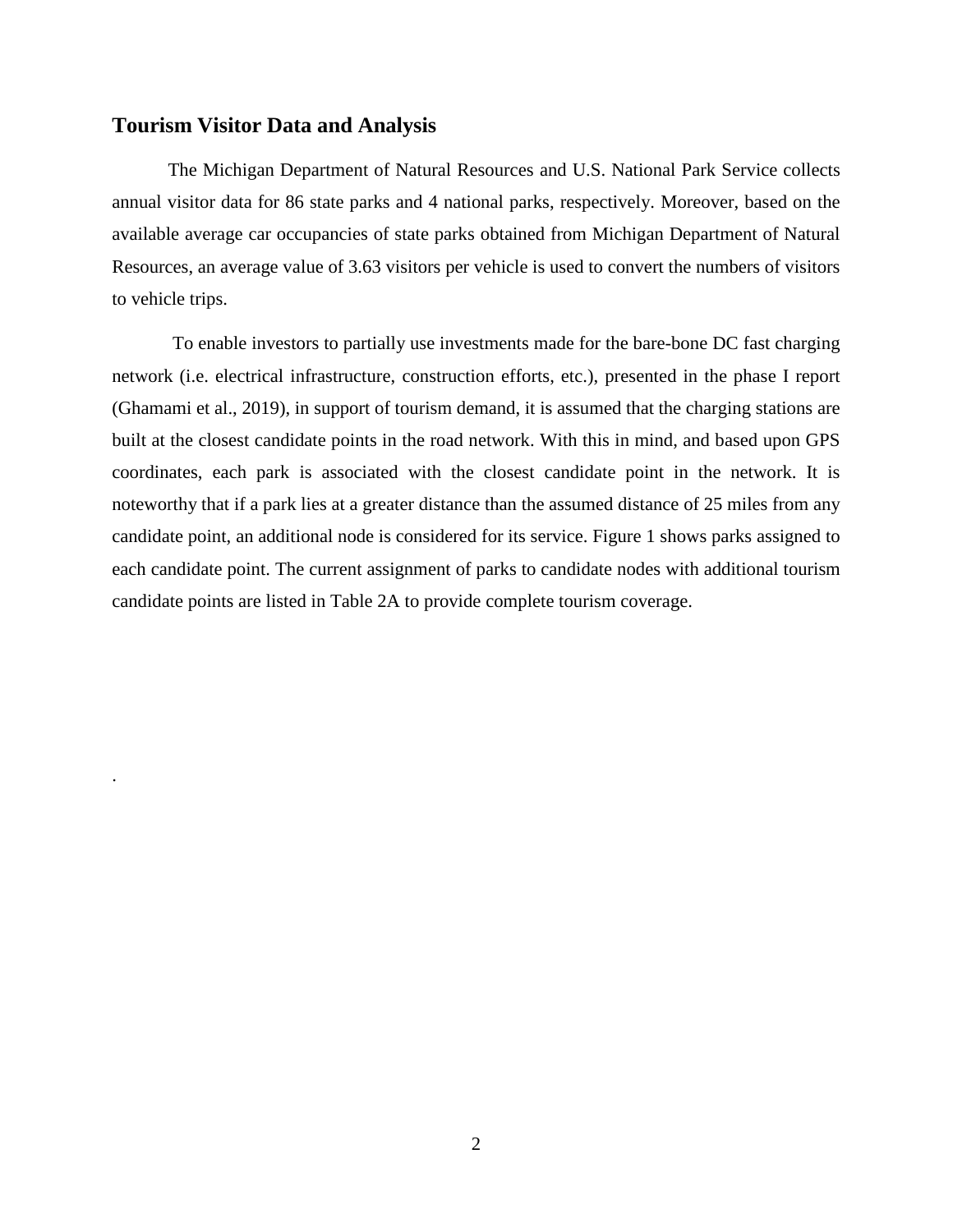## Tourism Visitor Data and Analysis

The Michigan Department of Natural Resources and U.S. National Park Service collects annual visitor data for 86 state parks and 4 national parks, respectively. Moreover, based on the available average car occupancies of state parks obtained from Michigan Department of Natural Resources, an average value of 3.63 visitors per vehicle is used to convert the numbers of visitors to vehicle trips.

To enable investors to partially use investments made for the bare-bone DC fast charging network (i.e. electrical infrastructure, construction efforts, etc.), presented in the phase I report (Ghamami et al., 2019), in support of tourism demand, it is assumed that the charging stations are built at the closest candidate points in the road network. With this in mind, and based upon GPS coordinates, each park is associated with the closest candidate point in the network. It is noteworthy that if a park lies at a greater distance than the assumed distance of 25 miles from any candidate point, an additional node is considered for its service. Figure 1 shows parks assigned to each candidate point. The current assignment of parks to candidate nodes with additional tourism candidate points are listed in Table 2A to provide complete tourism coverage.

.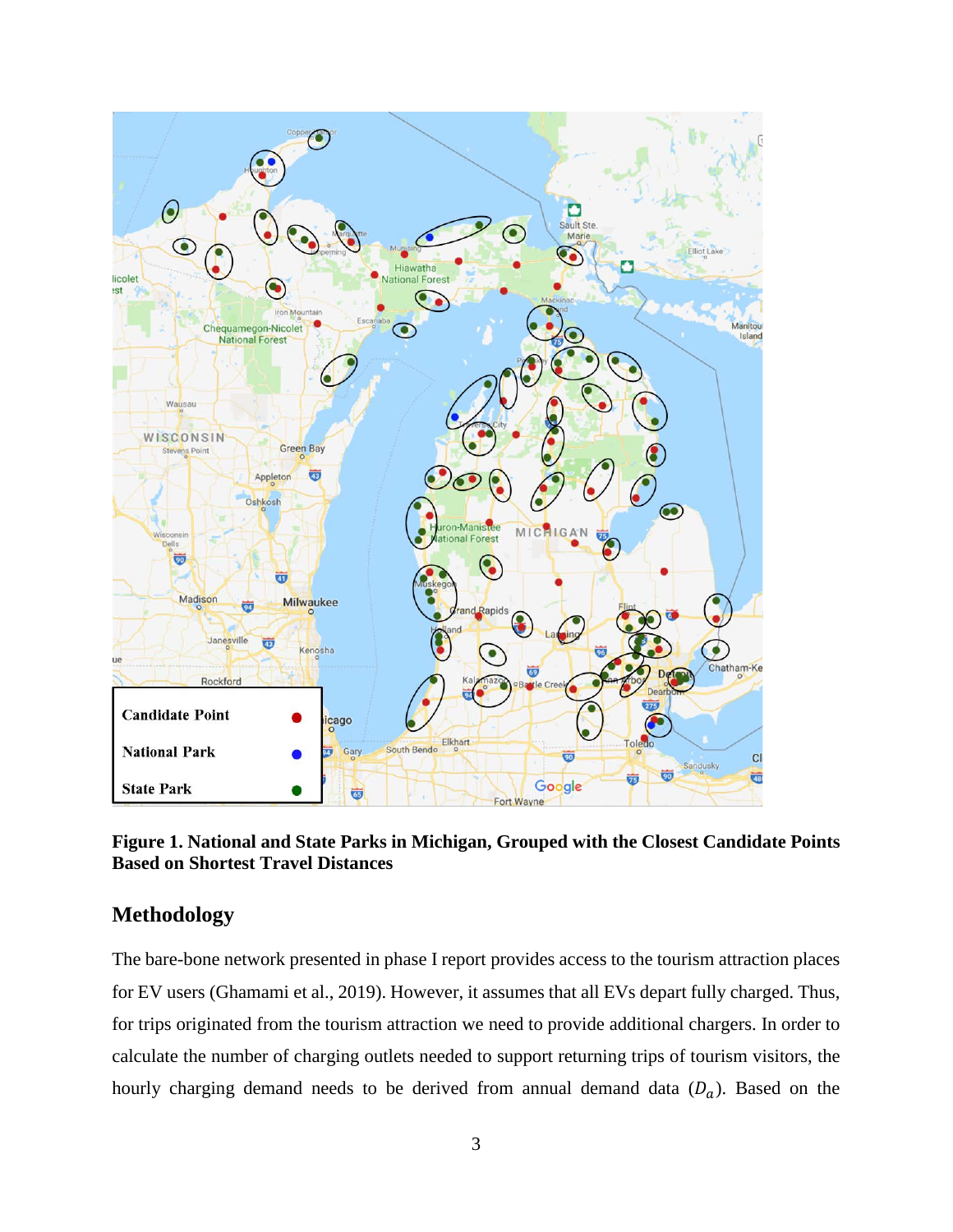**Figure 1. National and State Parks in Michigan, Grouped with the Closest Candidate Points Based on Shortest Travel Distances**

## Methodology

The bare-bone network presented in phase I report provides access to the tourism attraction places for EV users (Ghamami et al., 2019). However, it assumes that all EVs depart fully charged. Thus, for trips originated from the tourism attraction we need to provide additional chargers. In order to calculate the number of charging outlets needed to support returning trips of tourism visitors, the hourly charging demand needs to be derived from annual demand data ($D_a$). Based on the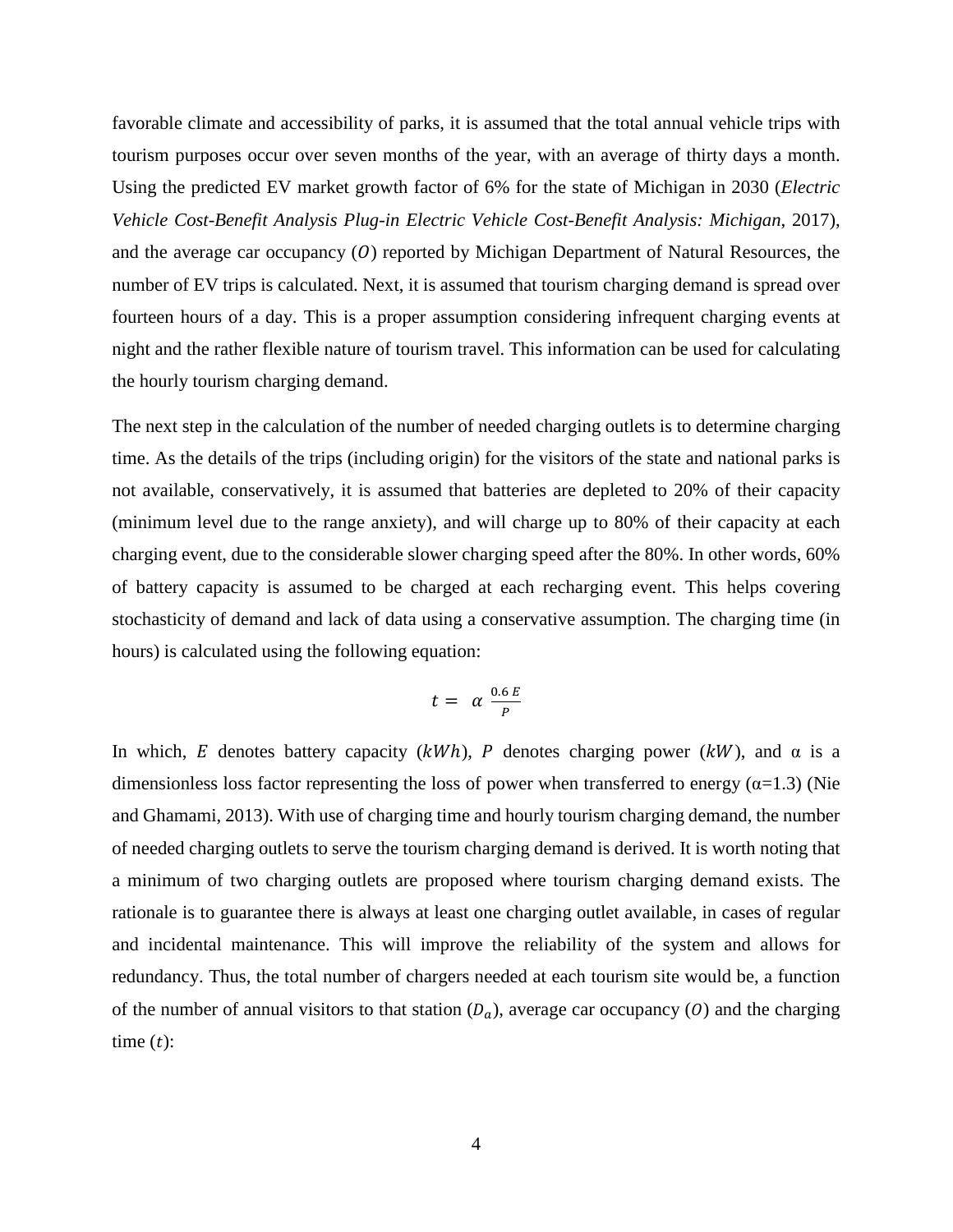favorable climate and accessibility of parks, it is assumed that the total annual vehicle trips with tourism purposes occur over seven months of the year, with an average of thirty days a month. Using the predicted EV market growth factor of 6% for the state of Michigan in 2030 (*Electric Vehicle Cost-Benefit Analysis Plug-in Electric Vehicle Cost-Benefit Analysis: Michigan*, 2017), and the average car occupancy ($O$) reported by Michigan Department of Natural Resources, the number of EV trips is calculated. Next, it is assumed that tourism charging demand is spread over fourteen hours of a day. This is a proper assumption considering infrequent charging events at night and the rather flexible nature of tourism travel. This information can be used for calculating the hourly tourism charging demand.

The next step in the calculation of the number of needed charging outlets is to determine charging time. As the details of the trips (including origin) for the visitors of the state and national parks is not available, conservatively, it is assumed that batteries are depleted to 20% of their capacity (minimum level due to the range anxiety), and will charge up to 80% of their capacity at each charging event, due to the considerable slower charging speed after the 80%. In other words, 60% of battery capacity is assumed to be charged at each recharging event. This helps covering stochasticity of demand and lack of data using a conservative assumption. The charging time (in hours) is calculated using the following equation:

$$t = \alpha \frac{0.6\, E}{P}$$

In which, $E$ denotes battery capacity ($kWh$), $P$ denotes charging power ($kW$), and $\alpha$ is a dimensionless loss factor representing the loss of power when transferred to energy ($\alpha$=1.3) (Nie and Ghamami, 2013). With use of charging time and hourly tourism charging demand, the number of needed charging outlets to serve the tourism charging demand is derived. It is worth noting that a minimum of two charging outlets are proposed where tourism charging demand exists. The rationale is to guarantee there is always at least one charging outlet available, in cases of regular and incidental maintenance. This will improve the reliability of the system and allows for redundancy. Thus, the total number of chargers needed at each tourism site would be, a function of the number of annual visitors to that station ($D_a$), average car occupancy ($O$) and the charging time ($t$):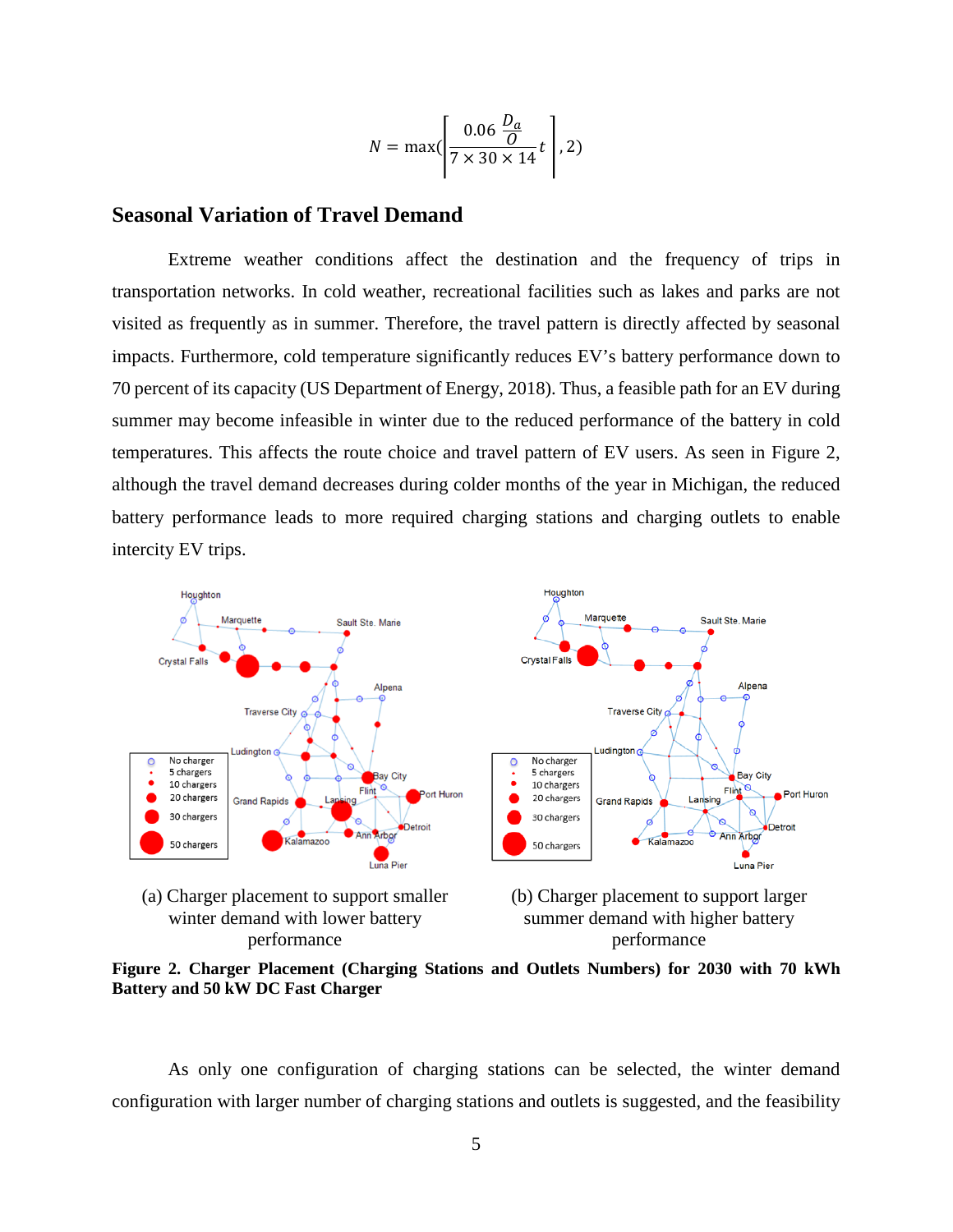$$N = \max\left(\left\lceil \frac{0.06 \frac{D_a}{O}}{7 \times 30 \times 14} t \right\rceil, 2\right)$$

## Seasonal Variation of Travel Demand

Extreme weather conditions affect the destination and the frequency of trips in transportation networks. In cold weather, recreational facilities such as lakes and parks are not visited as frequently as in summer. Therefore, the travel pattern is directly affected by seasonal impacts. Furthermore, cold temperature significantly reduces EV's battery performance down to 70 percent of its capacity (US Department of Energy, 2018). Thus, a feasible path for an EV during summer may become infeasible in winter due to the reduced performance of the battery in cold temperatures. This affects the route choice and travel pattern of EV users. As seen in Figure 2, although the travel demand decreases during colder months of the year in Michigan, the reduced battery performance leads to more required charging stations and charging outlets to enable intercity EV trips.

Houghton
Marquette
Sault Ste. Marie
Crystal Falls
Alpena
Traverse City
Ludington
Bay City
Flint
Port Huron
Grand Rapids
Lansing
Detroit
Kalamazoo
Ann Arbor
Luna Pier
No charger
5 chargers
10 chargers
20 chargers
30 chargers
50 chargers

(a) Charger placement to support smaller winter demand with lower battery performance

Houghton
Marquette
Sault Ste. Marie
Crystal Falls
Alpena
Traverse City
Ludington
Bay City
Flint
Port Huron
Grand Rapids
Lansing
Detroit
Kalamazoo
Ann Arbor
Luna Pier
No charger
5 chargers
10 chargers
20 chargers
30 chargers
50 chargers

(b) Charger placement to support larger summer demand with higher battery performance

**Figure 2. Charger Placement (Charging Stations and Outlets Numbers) for 2030 with 70 kWh Battery and 50 kW DC Fast Charger**

As only one configuration of charging stations can be selected, the winter demand configuration with larger number of charging stations and outlets is suggested, and the feasibility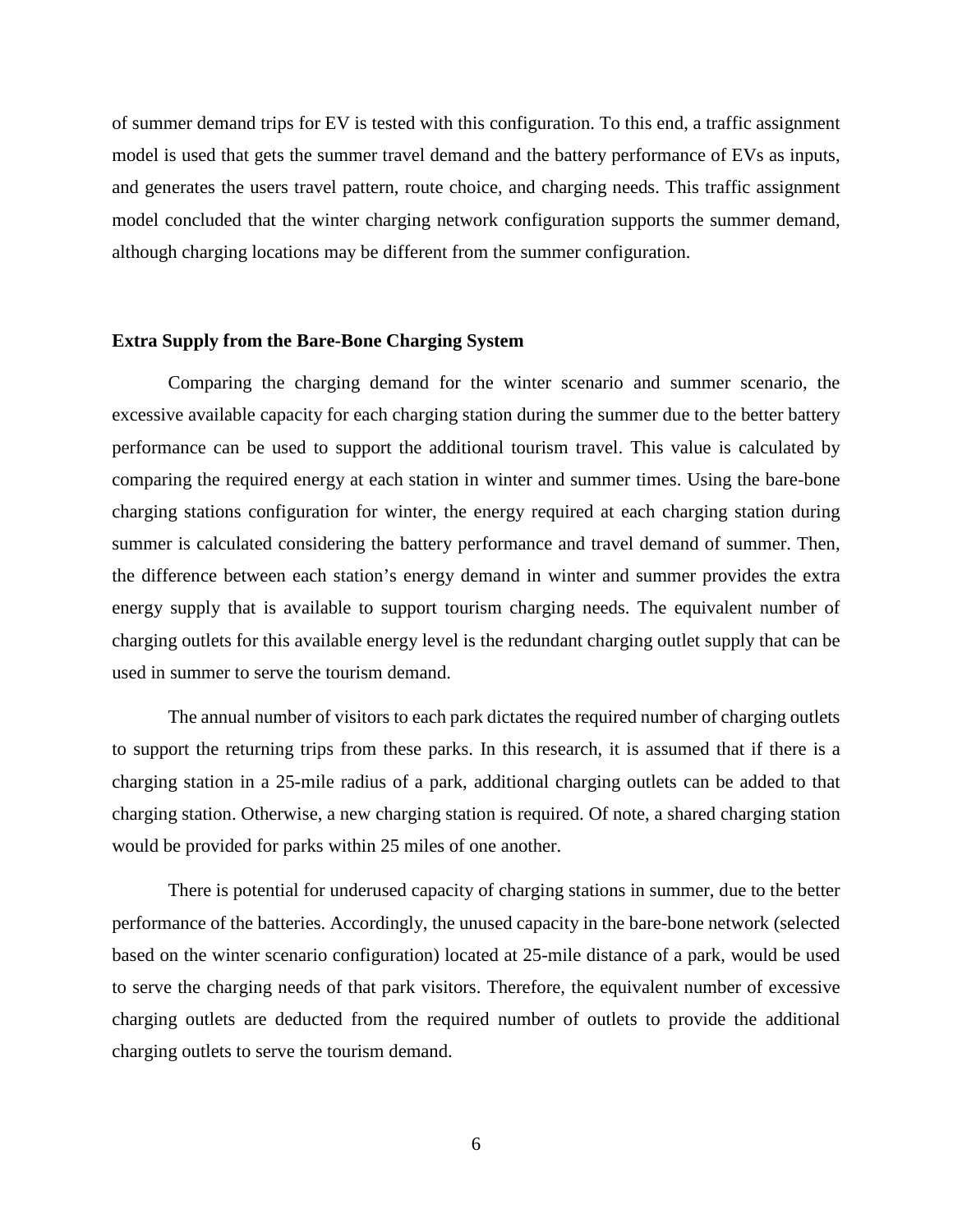of summer demand trips for EV is tested with this configuration. To this end, a traffic assignment model is used that gets the summer travel demand and the battery performance of EVs as inputs, and generates the users travel pattern, route choice, and charging needs. This traffic assignment model concluded that the winter charging network configuration supports the summer demand, although charging locations may be different from the summer configuration.

### Extra Supply from the Bare-Bone Charging System

Comparing the charging demand for the winter scenario and summer scenario, the excessive available capacity for each charging station during the summer due to the better battery performance can be used to support the additional tourism travel. This value is calculated by comparing the required energy at each station in winter and summer times. Using the bare-bone charging stations configuration for winter, the energy required at each charging station during summer is calculated considering the battery performance and travel demand of summer. Then, the difference between each station's energy demand in winter and summer provides the extra energy supply that is available to support tourism charging needs. The equivalent number of charging outlets for this available energy level is the redundant charging outlet supply that can be used in summer to serve the tourism demand.

The annual number of visitors to each park dictates the required number of charging outlets to support the returning trips from these parks. In this research, it is assumed that if there is a charging station in a 25-mile radius of a park, additional charging outlets can be added to that charging station. Otherwise, a new charging station is required. Of note, a shared charging station would be provided for parks within 25 miles of one another.

There is potential for underused capacity of charging stations in summer, due to the better performance of the batteries. Accordingly, the unused capacity in the bare-bone network (selected based on the winter scenario configuration) located at 25-mile distance of a park, would be used to serve the charging needs of that park visitors. Therefore, the equivalent number of excessive charging outlets are deducted from the required number of outlets to provide the additional charging outlets to serve the tourism demand.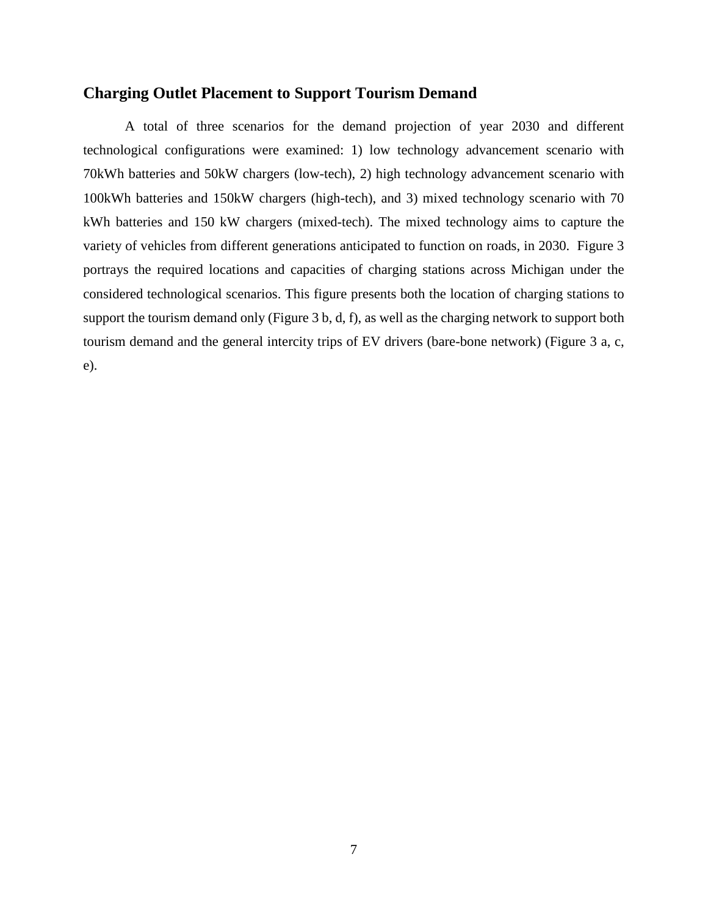## Charging Outlet Placement to Support Tourism Demand

A total of three scenarios for the demand projection of year 2030 and different technological configurations were examined: 1) low technology advancement scenario with 70kWh batteries and 50kW chargers (low-tech), 2) high technology advancement scenario with 100kWh batteries and 150kW chargers (high-tech), and 3) mixed technology scenario with 70 kWh batteries and 150 kW chargers (mixed-tech). The mixed technology aims to capture the variety of vehicles from different generations anticipated to function on roads, in 2030. Figure 3 portrays the required locations and capacities of charging stations across Michigan under the considered technological scenarios. This figure presents both the location of charging stations to support the tourism demand only (Figure 3 b, d, f), as well as the charging network to support both tourism demand and the general intercity trips of EV drivers (bare-bone network) (Figure 3 a, c, e).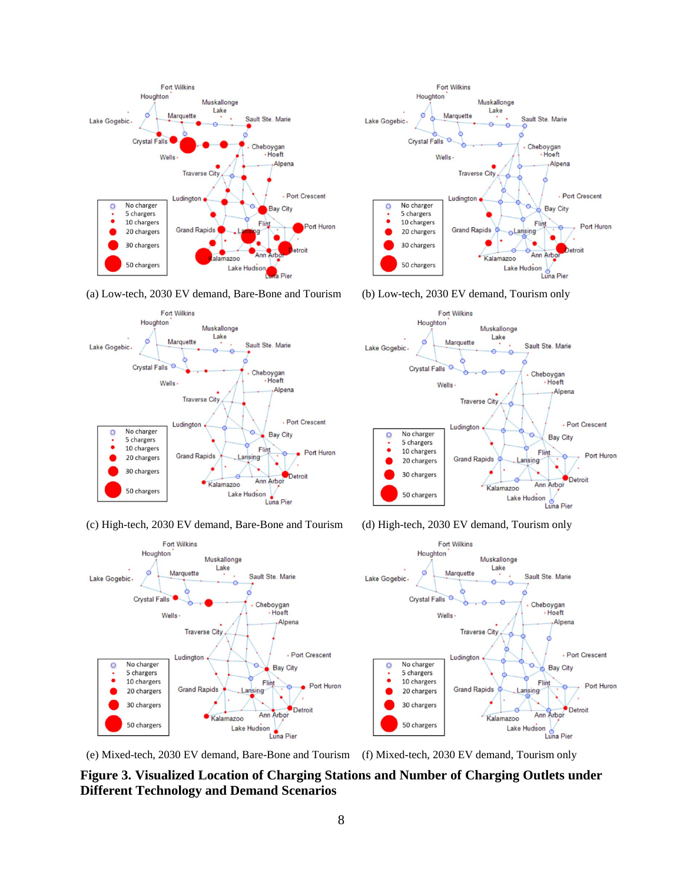Fort Wilkins
Houghton
Muskallonge Lake
Lake Gogebic
Marquette
Sault Ste. Marie
Crystal Falls
Cheboygan
Hoeft
Wells
Alpena
Traverse City
Port Crescent
Ludington
Bay City
No charger
5 chargers
10 chargers
20 chargers
30 chargers
50 chargers
Flint
Port Huron
Grand Rapids
Lansing
Detroit
Kalamazoo
Ann Arbor
Lake Hudson
Luna Pier

(a) Low-tech, 2030 EV demand, Bare-Bone and Tourism

(b) Low-tech, 2030 EV demand, Tourism only

(c) High-tech, 2030 EV demand, Bare-Bone and Tourism

(d) High-tech, 2030 EV demand, Tourism only

(e) Mixed-tech, 2030 EV demand, Bare-Bone and Tourism

(f) Mixed-tech, 2030 EV demand, Tourism only

**Figure 3. Visualized Location of Charging Stations and Number of Charging Outlets under Different Technology and Demand Scenarios**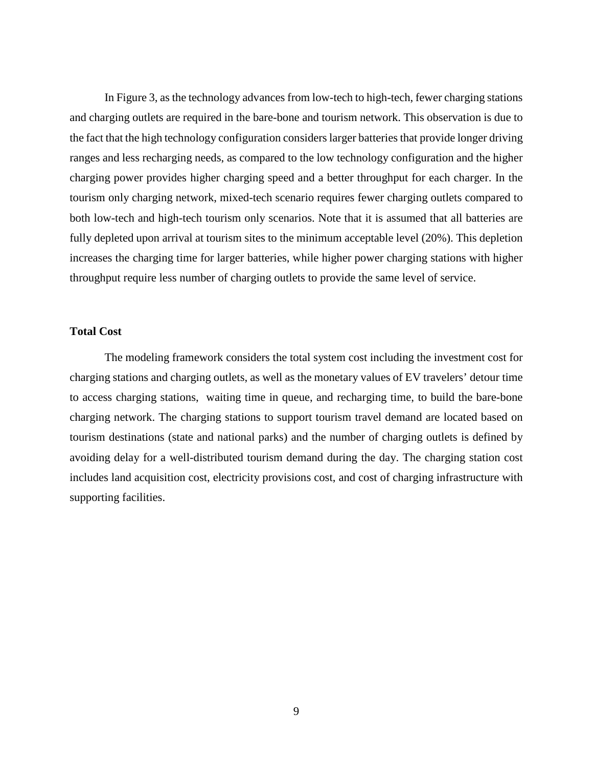In Figure 3, as the technology advances from low-tech to high-tech, fewer charging stations and charging outlets are required in the bare-bone and tourism network. This observation is due to the fact that the high technology configuration considers larger batteries that provide longer driving ranges and less recharging needs, as compared to the low technology configuration and the higher charging power provides higher charging speed and a better throughput for each charger. In the tourism only charging network, mixed-tech scenario requires fewer charging outlets compared to both low-tech and high-tech tourism only scenarios. Note that it is assumed that all batteries are fully depleted upon arrival at tourism sites to the minimum acceptable level (20%). This depletion increases the charging time for larger batteries, while higher power charging stations with higher throughput require less number of charging outlets to provide the same level of service.

**Total Cost**

The modeling framework considers the total system cost including the investment cost for charging stations and charging outlets, as well as the monetary values of EV travelers' detour time to access charging stations, waiting time in queue, and recharging time, to build the bare-bone charging network. The charging stations to support tourism travel demand are located based on tourism destinations (state and national parks) and the number of charging outlets is defined by avoiding delay for a well-distributed tourism demand during the day. The charging station cost includes land acquisition cost, electricity provisions cost, and cost of charging infrastructure with supporting facilities.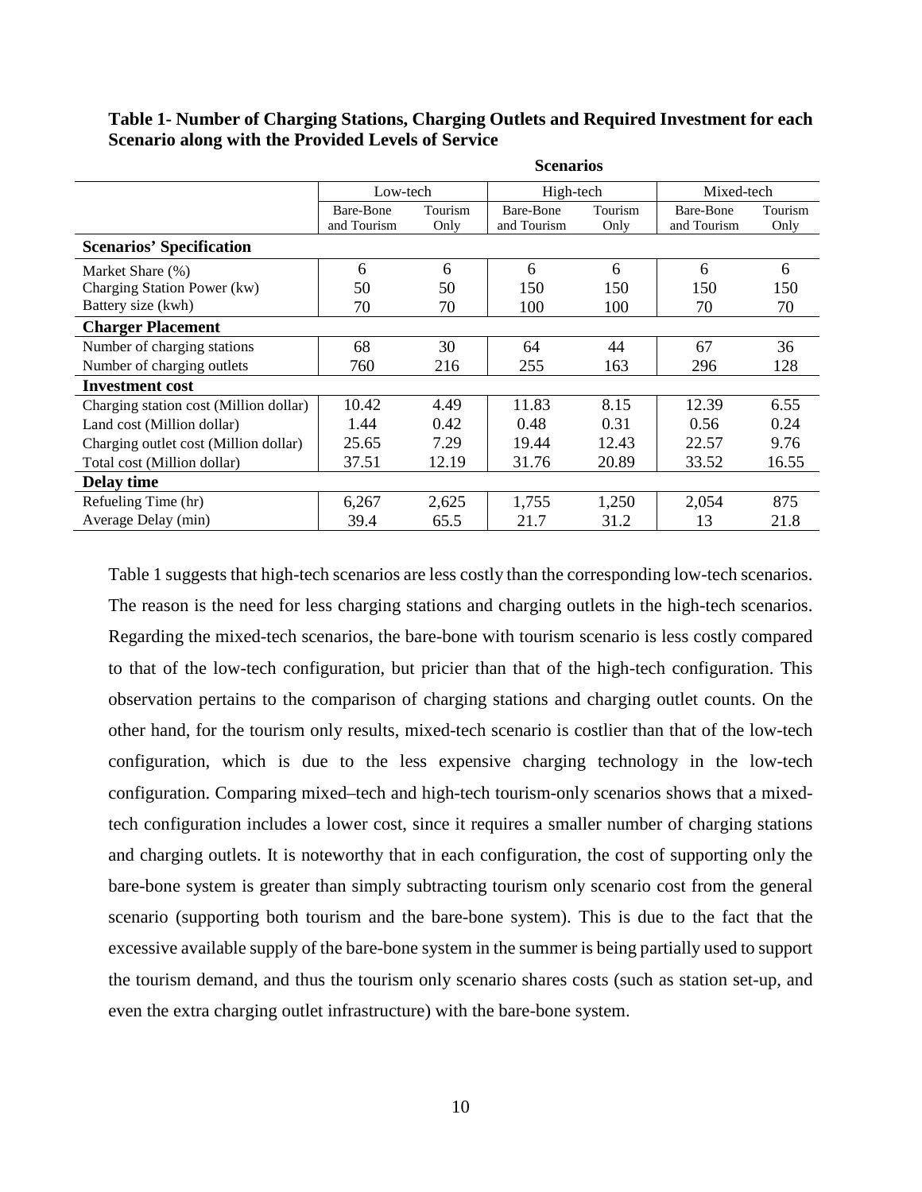**Table 1- Number of Charging Stations, Charging Outlets and Required Investment for each Scenario along with the Provided Levels of Service**

| | Scenarios | | | | | |
|---|---|---|---|---|---|---|
| | Low-tech | | High-tech | | Mixed-tech | |
| | Bare-Bone and Tourism | Tourism Only | Bare-Bone and Tourism | Tourism Only | Bare-Bone and Tourism | Tourism Only |
| **Scenarios' Specification** | | | | | | |
| Market Share (%) | 6 | 6 | 6 | 6 | 6 | 6 |
| Charging Station Power (kw) | 50 | 50 | 150 | 150 | 150 | 150 |
| Battery size (kwh) | 70 | 70 | 100 | 100 | 70 | 70 |
| **Charger Placement** | | | | | | |
| Number of charging stations | 68 | 30 | 64 | 44 | 67 | 36 |
| Number of charging outlets | 760 | 216 | 255 | 163 | 296 | 128 |
| **Investment cost** | | | | | | |
| Charging station cost (Million dollar) | 10.42 | 4.49 | 11.83 | 8.15 | 12.39 | 6.55 |
| Land cost (Million dollar) | 1.44 | 0.42 | 0.48 | 0.31 | 0.56 | 0.24 |
| Charging outlet cost (Million dollar) | 25.65 | 7.29 | 19.44 | 12.43 | 22.57 | 9.76 |
| Total cost (Million dollar) | 37.51 | 12.19 | 31.76 | 20.89 | 33.52 | 16.55 |
| **Delay time** | | | | | | |
| Refueling Time (hr) | 6,267 | 2,625 | 1,755 | 1,250 | 2,054 | 875 |
| Average Delay (min) | 39.4 | 65.5 | 21.7 | 31.2 | 13 | 21.8 |

Table 1 suggests that high-tech scenarios are less costly than the corresponding low-tech scenarios. The reason is the need for less charging stations and charging outlets in the high-tech scenarios. Regarding the mixed-tech scenarios, the bare-bone with tourism scenario is less costly compared to that of the low-tech configuration, but pricier than that of the high-tech configuration. This observation pertains to the comparison of charging stations and charging outlet counts. On the other hand, for the tourism only results, mixed-tech scenario is costlier than that of the low-tech configuration, which is due to the less expensive charging technology in the low-tech configuration. Comparing mixed–tech and high-tech tourism-only scenarios shows that a mixed-tech configuration includes a lower cost, since it requires a smaller number of charging stations and charging outlets. It is noteworthy that in each configuration, the cost of supporting only the bare-bone system is greater than simply subtracting tourism only scenario cost from the general scenario (supporting both tourism and the bare-bone system). This is due to the fact that the excessive available supply of the bare-bone system in the summer is being partially used to support the tourism demand, and thus the tourism only scenario shares costs (such as station set-up, and even the extra charging outlet infrastructure) with the bare-bone system.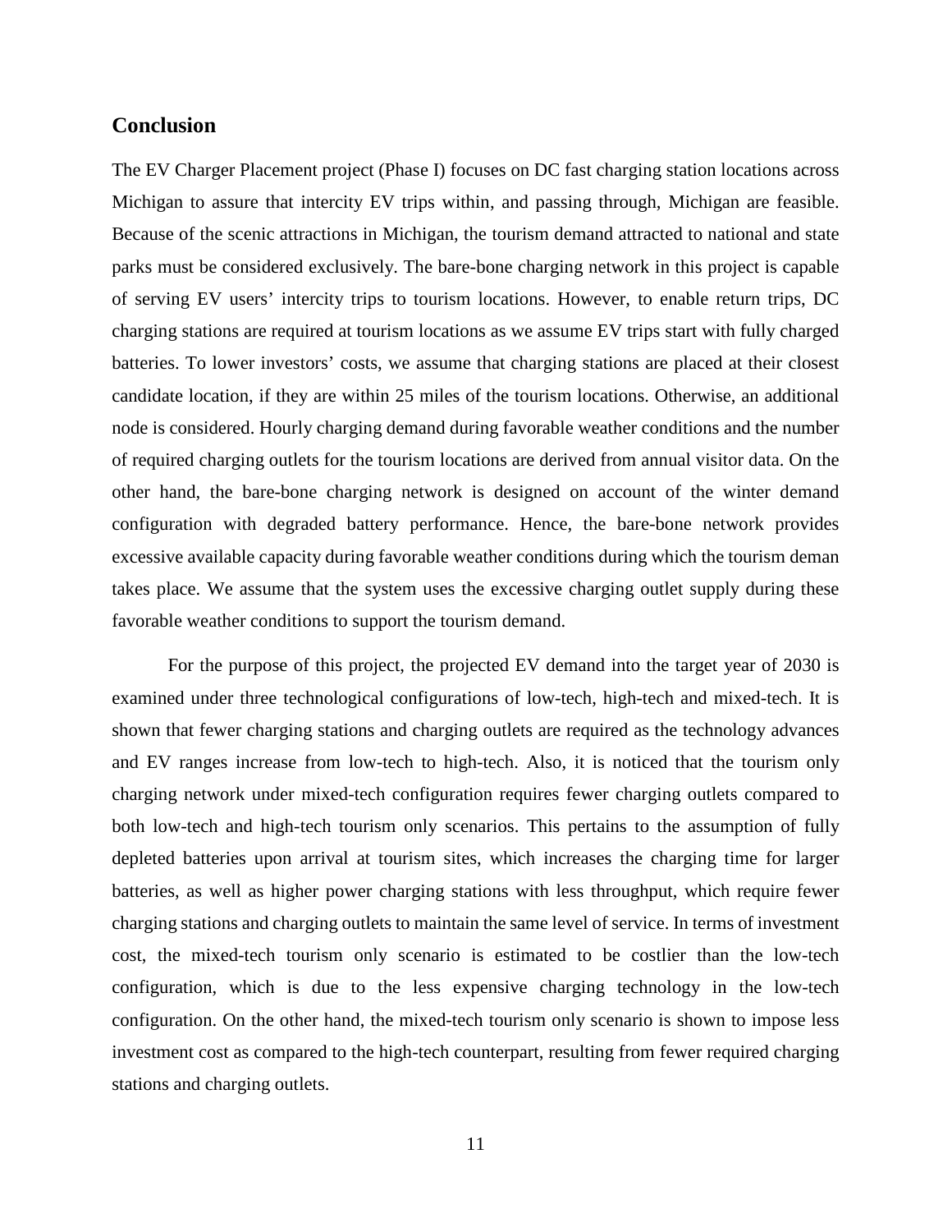## Conclusion

The EV Charger Placement project (Phase I) focuses on DC fast charging station locations across Michigan to assure that intercity EV trips within, and passing through, Michigan are feasible. Because of the scenic attractions in Michigan, the tourism demand attracted to national and state parks must be considered exclusively. The bare-bone charging network in this project is capable of serving EV users' intercity trips to tourism locations. However, to enable return trips, DC charging stations are required at tourism locations as we assume EV trips start with fully charged batteries. To lower investors' costs, we assume that charging stations are placed at their closest candidate location, if they are within 25 miles of the tourism locations. Otherwise, an additional node is considered. Hourly charging demand during favorable weather conditions and the number of required charging outlets for the tourism locations are derived from annual visitor data. On the other hand, the bare-bone charging network is designed on account of the winter demand configuration with degraded battery performance. Hence, the bare-bone network provides excessive available capacity during favorable weather conditions during which the tourism deman takes place. We assume that the system uses the excessive charging outlet supply during these favorable weather conditions to support the tourism demand.

For the purpose of this project, the projected EV demand into the target year of 2030 is examined under three technological configurations of low-tech, high-tech and mixed-tech. It is shown that fewer charging stations and charging outlets are required as the technology advances and EV ranges increase from low-tech to high-tech. Also, it is noticed that the tourism only charging network under mixed-tech configuration requires fewer charging outlets compared to both low-tech and high-tech tourism only scenarios. This pertains to the assumption of fully depleted batteries upon arrival at tourism sites, which increases the charging time for larger batteries, as well as higher power charging stations with less throughput, which require fewer charging stations and charging outlets to maintain the same level of service. In terms of investment cost, the mixed-tech tourism only scenario is estimated to be costlier than the low-tech configuration, which is due to the less expensive charging technology in the low-tech configuration. On the other hand, the mixed-tech tourism only scenario is shown to impose less investment cost as compared to the high-tech counterpart, resulting from fewer required charging stations and charging outlets.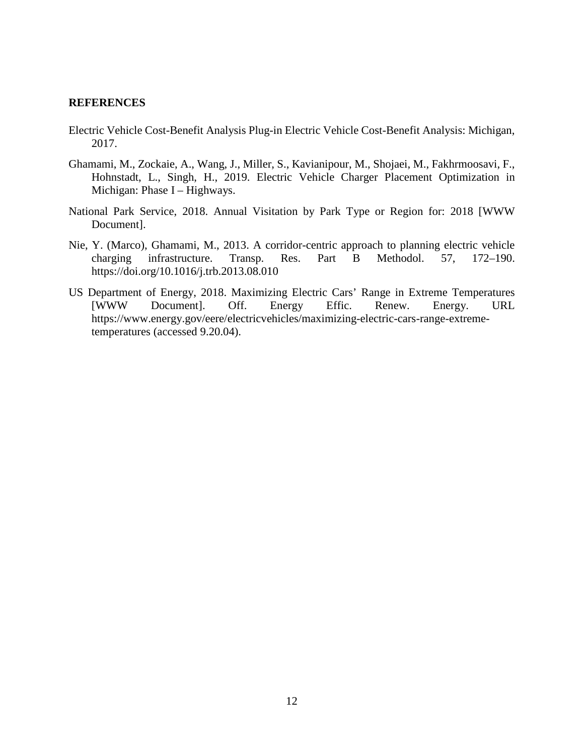## REFERENCES

Electric Vehicle Cost-Benefit Analysis Plug-in Electric Vehicle Cost-Benefit Analysis: Michigan, 2017.

Ghamami, M., Zockaie, A., Wang, J., Miller, S., Kavianipour, M., Shojaei, M., Fakhrmoosavi, F., Hohnstadt, L., Singh, H., 2019. Electric Vehicle Charger Placement Optimization in Michigan: Phase I – Highways.

National Park Service, 2018. Annual Visitation by Park Type or Region for: 2018 [WWW Document].

Nie, Y. (Marco), Ghamami, M., 2013. A corridor-centric approach to planning electric vehicle charging infrastructure. Transp. Res. Part B Methodol. 57, 172–190. https://doi.org/10.1016/j.trb.2013.08.010

US Department of Energy, 2018. Maximizing Electric Cars' Range in Extreme Temperatures [WWW Document]. Off. Energy Effic. Renew. Energy. URL https://www.energy.gov/eere/electricvehicles/maximizing-electric-cars-range-extreme-temperatures (accessed 9.20.04).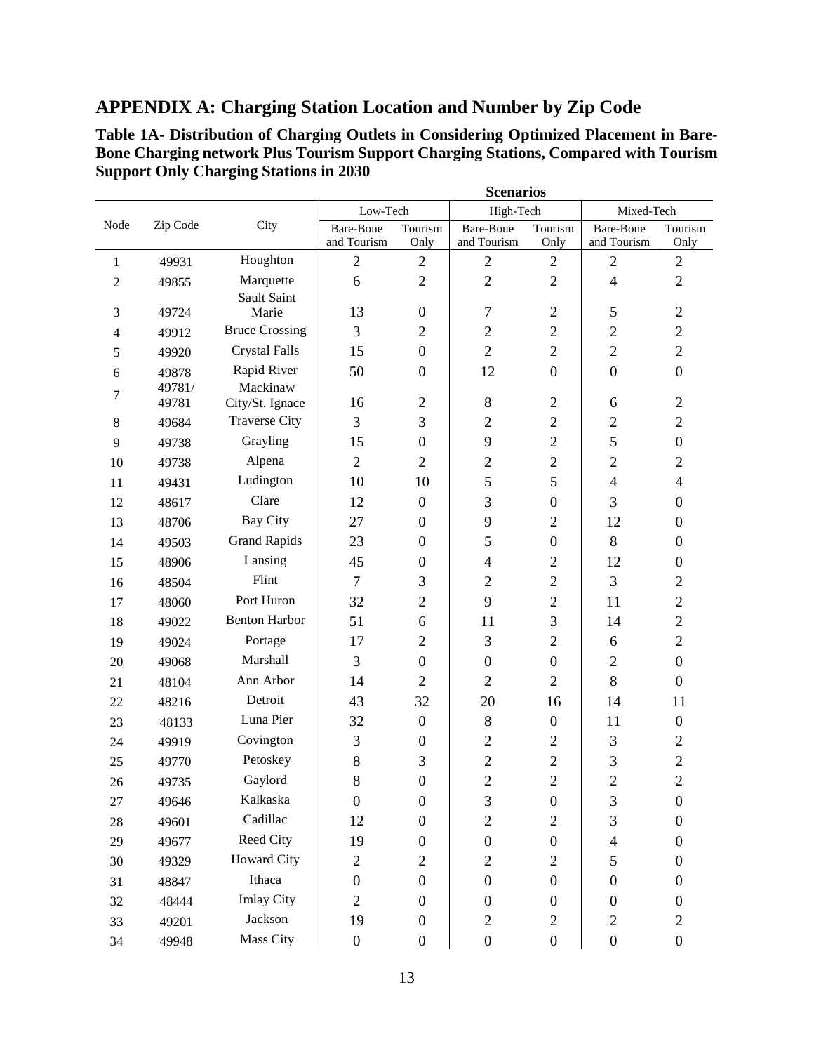# APPENDIX A: Charging Station Location and Number by Zip Code

**Table 1A- Distribution of Charging Outlets in Considering Optimized Placement in Bare-Bone Charging network Plus Tourism Support Charging Stations, Compared with Tourism Support Only Charging Stations in 2030**

| | | | Scenarios | | | | | |
|---|---|---|---|---|---|---|---|---|
| | | | Low-Tech | | High-Tech | | Mixed-Tech | |
| Node | Zip Code | City | Bare-Bone and Tourism | Tourism Only | Bare-Bone and Tourism | Tourism Only | Bare-Bone and Tourism | Tourism Only |
| 1 | 49931 | Houghton | 2 | 2 | 2 | 2 | 2 | 2 |
| 2 | 49855 | Marquette | 6 | 2 | 2 | 2 | 4 | 2 |
| 3 | 49724 | Sault Saint Marie | 13 | 0 | 7 | 2 | 5 | 2 |
| 4 | 49912 | Bruce Crossing | 3 | 2 | 2 | 2 | 2 | 2 |
| 5 | 49920 | Crystal Falls | 15 | 0 | 2 | 2 | 2 | 2 |
| 6 | 49878 | Rapid River | 50 | 0 | 12 | 0 | 0 | 0 |
| 7 | 49781/ 49781 | Mackinaw City/St. Ignace | 16 | 2 | 8 | 2 | 6 | 2 |
| 8 | 49684 | Traverse City | 3 | 3 | 2 | 2 | 2 | 2 |
| 9 | 49738 | Grayling | 15 | 0 | 9 | 2 | 5 | 0 |
| 10 | 49738 | Alpena | 2 | 2 | 2 | 2 | 2 | 2 |
| 11 | 49431 | Ludington | 10 | 10 | 5 | 5 | 4 | 4 |
| 12 | 48617 | Clare | 12 | 0 | 3 | 0 | 3 | 0 |
| 13 | 48706 | Bay City | 27 | 0 | 9 | 2 | 12 | 0 |
| 14 | 49503 | Grand Rapids | 23 | 0 | 5 | 0 | 8 | 0 |
| 15 | 48906 | Lansing | 45 | 0 | 4 | 2 | 12 | 0 |
| 16 | 48504 | Flint | 7 | 3 | 2 | 2 | 3 | 2 |
| 17 | 48060 | Port Huron | 32 | 2 | 9 | 2 | 11 | 2 |
| 18 | 49022 | Benton Harbor | 51 | 6 | 11 | 3 | 14 | 2 |
| 19 | 49024 | Portage | 17 | 2 | 3 | 2 | 6 | 2 |
| 20 | 49068 | Marshall | 3 | 0 | 0 | 0 | 2 | 0 |
| 21 | 48104 | Ann Arbor | 14 | 2 | 2 | 2 | 8 | 0 |
| 22 | 48216 | Detroit | 43 | 32 | 20 | 16 | 14 | 11 |
| 23 | 48133 | Luna Pier | 32 | 0 | 8 | 0 | 11 | 0 |
| 24 | 49919 | Covington | 3 | 0 | 2 | 2 | 3 | 2 |
| 25 | 49770 | Petoskey | 8 | 3 | 2 | 2 | 3 | 2 |
| 26 | 49735 | Gaylord | 8 | 0 | 2 | 2 | 2 | 2 |
| 27 | 49646 | Kalkaska | 0 | 0 | 3 | 0 | 3 | 0 |
| 28 | 49601 | Cadillac | 12 | 0 | 2 | 2 | 3 | 0 |
| 29 | 49677 | Reed City | 19 | 0 | 0 | 0 | 4 | 0 |
| 30 | 49329 | Howard City | 2 | 2 | 2 | 2 | 5 | 0 |
| 31 | 48847 | Ithaca | 0 | 0 | 0 | 0 | 0 | 0 |
| 32 | 48444 | Imlay City | 2 | 0 | 0 | 0 | 0 | 0 |
| 33 | 49201 | Jackson | 19 | 0 | 2 | 2 | 2 | 2 |
| 34 | 49948 | Mass City | 0 | 0 | 0 | 0 | 0 | 0 |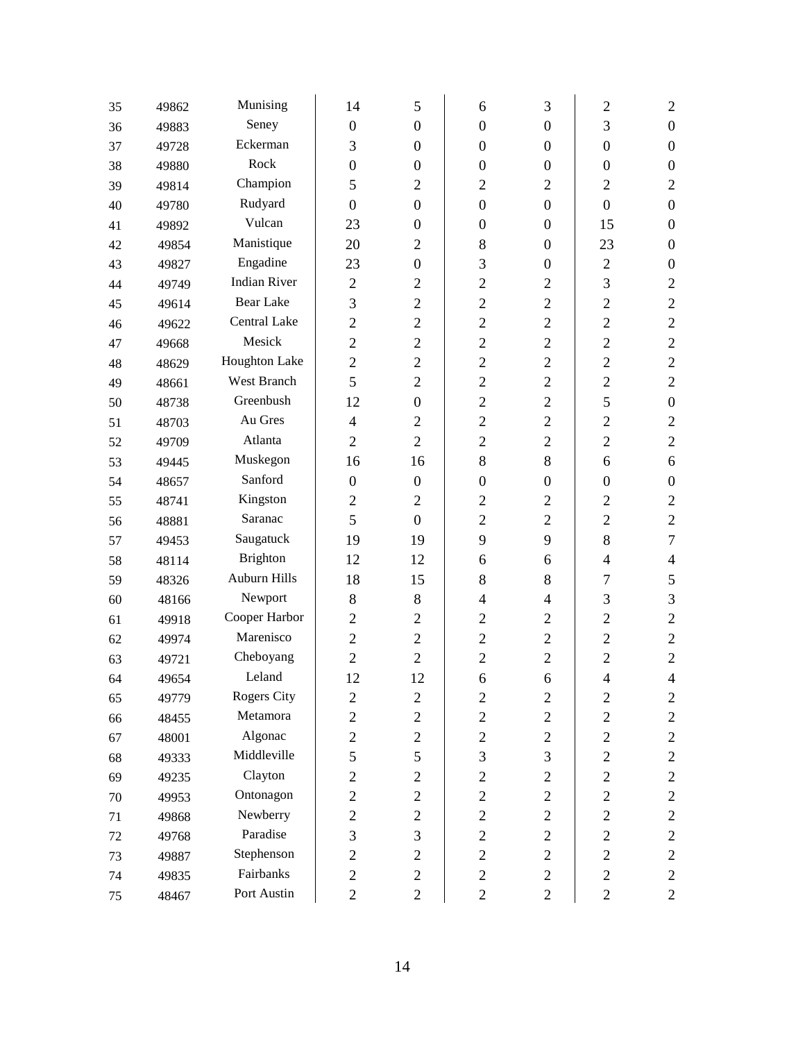| | | | | | | | | |
|---|---|---|---|---|---|---|---|---|
| 35 | 49862 | Munising | 14 | 5 | 6 | 3 | 2 | 2 |
| 36 | 49883 | Seney | 0 | 0 | 0 | 0 | 3 | 0 |
| 37 | 49728 | Eckerman | 3 | 0 | 0 | 0 | 0 | 0 |
| 38 | 49880 | Rock | 0 | 0 | 0 | 0 | 0 | 0 |
| 39 | 49814 | Champion | 5 | 2 | 2 | 2 | 2 | 2 |
| 40 | 49780 | Rudyard | 0 | 0 | 0 | 0 | 0 | 0 |
| 41 | 49892 | Vulcan | 23 | 0 | 0 | 0 | 15 | 0 |
| 42 | 49854 | Manistique | 20 | 2 | 8 | 0 | 23 | 0 |
| 43 | 49827 | Engadine | 23 | 0 | 3 | 0 | 2 | 0 |
| 44 | 49749 | Indian River | 2 | 2 | 2 | 2 | 3 | 2 |
| 45 | 49614 | Bear Lake | 3 | 2 | 2 | 2 | 2 | 2 |
| 46 | 49622 | Central Lake | 2 | 2 | 2 | 2 | 2 | 2 |
| 47 | 49668 | Mesick | 2 | 2 | 2 | 2 | 2 | 2 |
| 48 | 48629 | Houghton Lake | 2 | 2 | 2 | 2 | 2 | 2 |
| 49 | 48661 | West Branch | 5 | 2 | 2 | 2 | 2 | 2 |
| 50 | 48738 | Greenbush | 12 | 0 | 2 | 2 | 5 | 0 |
| 51 | 48703 | Au Gres | 4 | 2 | 2 | 2 | 2 | 2 |
| 52 | 49709 | Atlanta | 2 | 2 | 2 | 2 | 2 | 2 |
| 53 | 49445 | Muskegon | 16 | 16 | 8 | 8 | 6 | 6 |
| 54 | 48657 | Sanford | 0 | 0 | 0 | 0 | 0 | 0 |
| 55 | 48741 | Kingston | 2 | 2 | 2 | 2 | 2 | 2 |
| 56 | 48881 | Saranac | 5 | 0 | 2 | 2 | 2 | 2 |
| 57 | 49453 | Saugatuck | 19 | 19 | 9 | 9 | 8 | 7 |
| 58 | 48114 | Brighton | 12 | 12 | 6 | 6 | 4 | 4 |
| 59 | 48326 | Auburn Hills | 18 | 15 | 8 | 8 | 7 | 5 |
| 60 | 48166 | Newport | 8 | 8 | 4 | 4 | 3 | 3 |
| 61 | 49918 | Cooper Harbor | 2 | 2 | 2 | 2 | 2 | 2 |
| 62 | 49974 | Marenisco | 2 | 2 | 2 | 2 | 2 | 2 |
| 63 | 49721 | Cheboyang | 2 | 2 | 2 | 2 | 2 | 2 |
| 64 | 49654 | Leland | 12 | 12 | 6 | 6 | 4 | 4 |
| 65 | 49779 | Rogers City | 2 | 2 | 2 | 2 | 2 | 2 |
| 66 | 48455 | Metamora | 2 | 2 | 2 | 2 | 2 | 2 |
| 67 | 48001 | Algonac | 2 | 2 | 2 | 2 | 2 | 2 |
| 68 | 49333 | Middleville | 5 | 5 | 3 | 3 | 2 | 2 |
| 69 | 49235 | Clayton | 2 | 2 | 2 | 2 | 2 | 2 |
| 70 | 49953 | Ontonagon | 2 | 2 | 2 | 2 | 2 | 2 |
| 71 | 49868 | Newberry | 2 | 2 | 2 | 2 | 2 | 2 |
| 72 | 49768 | Paradise | 3 | 3 | 2 | 2 | 2 | 2 |
| 73 | 49887 | Stephenson | 2 | 2 | 2 | 2 | 2 | 2 |
| 74 | 49835 | Fairbanks | 2 | 2 | 2 | 2 | 2 | 2 |
| 75 | 48467 | Port Austin | 2 | 2 | 2 | 2 | 2 | 2 |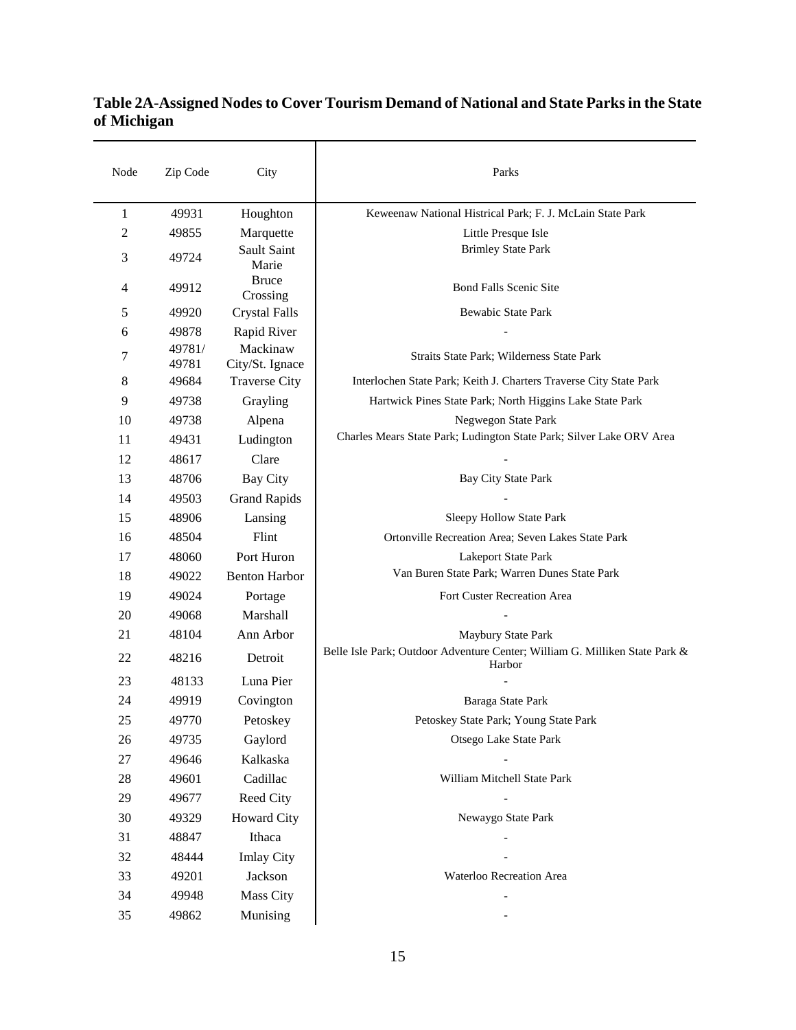**Table 2A-Assigned Nodes to Cover Tourism Demand of National and State Parks in the State of Michigan**

| Node | Zip Code | City | Parks |
|---|---|---|---|
| 1 | 49931 | Houghton | Keweenaw National Histrical Park; F. J. McLain State Park |
| 2 | 49855 | Marquette | Little Presque Isle |
| 3 | 49724 | Sault Saint Marie | Brimley State Park |
| 4 | 49912 | Bruce Crossing | Bond Falls Scenic Site |
| 5 | 49920 | Crystal Falls | Bewabic State Park |
| 6 | 49878 | Rapid River | - |
| 7 | 49781/ 49781 | Mackinaw City/St. Ignace | Straits State Park; Wilderness State Park |
| 8 | 49684 | Traverse City | Interlochen State Park; Keith J. Charters Traverse City State Park |
| 9 | 49738 | Grayling | Hartwick Pines State Park; North Higgins Lake State Park |
| 10 | 49738 | Alpena | Negwegon State Park |
| 11 | 49431 | Ludington | Charles Mears State Park; Ludington State Park; Silver Lake ORV Area |
| 12 | 48617 | Clare | - |
| 13 | 48706 | Bay City | Bay City State Park |
| 14 | 49503 | Grand Rapids | - |
| 15 | 48906 | Lansing | Sleepy Hollow State Park |
| 16 | 48504 | Flint | Ortonville Recreation Area; Seven Lakes State Park |
| 17 | 48060 | Port Huron | Lakeport State Park |
| 18 | 49022 | Benton Harbor | Van Buren State Park; Warren Dunes State Park |
| 19 | 49024 | Portage | Fort Custer Recreation Area |
| 20 | 49068 | Marshall | - |
| 21 | 48104 | Ann Arbor | Maybury State Park |
| 22 | 48216 | Detroit | Belle Isle Park; Outdoor Adventure Center; William G. Milliken State Park & Harbor |
| 23 | 48133 | Luna Pier | - |
| 24 | 49919 | Covington | Baraga State Park |
| 25 | 49770 | Petoskey | Petoskey State Park; Young State Park |
| 26 | 49735 | Gaylord | Otsego Lake State Park |
| 27 | 49646 | Kalkaska | - |
| 28 | 49601 | Cadillac | William Mitchell State Park |
| 29 | 49677 | Reed City | - |
| 30 | 49329 | Howard City | Newaygo State Park |
| 31 | 48847 | Ithaca | - |
| 32 | 48444 | Imlay City | - |
| 33 | 49201 | Jackson | Waterloo Recreation Area |
| 34 | 49948 | Mass City | - |
| 35 | 49862 | Munising | - |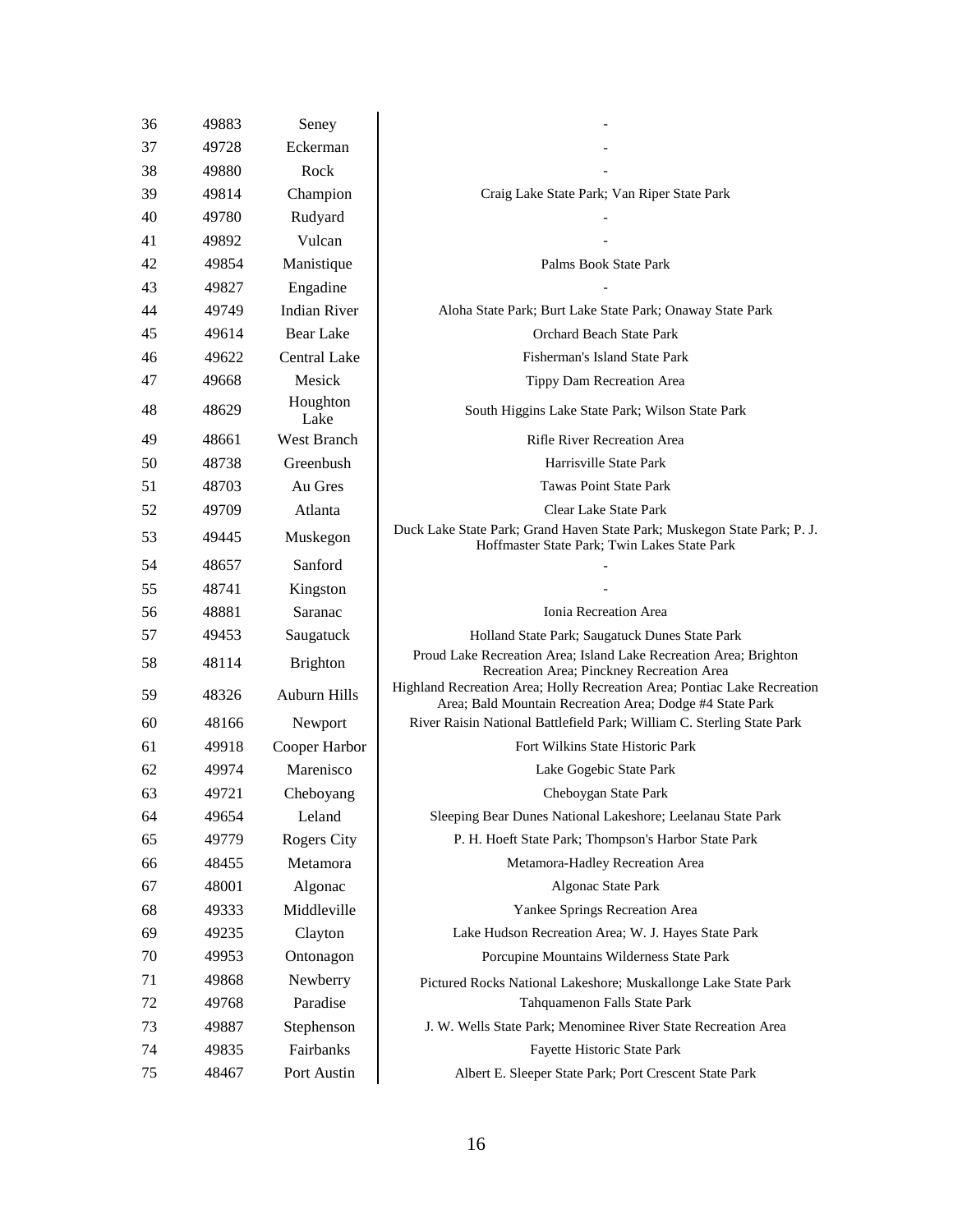| | | | |
|---|---|---|---|
| 36 | 49883 | Seney | - |
| 37 | 49728 | Eckerman | - |
| 38 | 49880 | Rock | - |
| 39 | 49814 | Champion | Craig Lake State Park; Van Riper State Park |
| 40 | 49780 | Rudyard | - |
| 41 | 49892 | Vulcan | - |
| 42 | 49854 | Manistique | Palms Book State Park |
| 43 | 49827 | Engadine | - |
| 44 | 49749 | Indian River | Aloha State Park; Burt Lake State Park; Onaway State Park |
| 45 | 49614 | Bear Lake | Orchard Beach State Park |
| 46 | 49622 | Central Lake | Fisherman's Island State Park |
| 47 | 49668 | Mesick | Tippy Dam Recreation Area |
| 48 | 48629 | Houghton Lake | South Higgins Lake State Park; Wilson State Park |
| 49 | 48661 | West Branch | Rifle River Recreation Area |
| 50 | 48738 | Greenbush | Harrisville State Park |
| 51 | 48703 | Au Gres | Tawas Point State Park |
| 52 | 49709 | Atlanta | Clear Lake State Park |
| 53 | 49445 | Muskegon | Duck Lake State Park; Grand Haven State Park; Muskegon State Park; P. J. Hoffmaster State Park; Twin Lakes State Park |
| 54 | 48657 | Sanford | - |
| 55 | 48741 | Kingston | - |
| 56 | 48881 | Saranac | Ionia Recreation Area |
| 57 | 49453 | Saugatuck | Holland State Park; Saugatuck Dunes State Park |
| 58 | 48114 | Brighton | Proud Lake Recreation Area; Island Lake Recreation Area; Brighton Recreation Area; Pinckney Recreation Area |
| 59 | 48326 | Auburn Hills | Highland Recreation Area; Holly Recreation Area; Pontiac Lake Recreation Area; Bald Mountain Recreation Area; Dodge #4 State Park |
| 60 | 48166 | Newport | River Raisin National Battlefield Park; William C. Sterling State Park |
| 61 | 49918 | Cooper Harbor | Fort Wilkins State Historic Park |
| 62 | 49974 | Marenisco | Lake Gogebic State Park |
| 63 | 49721 | Cheboyang | Cheboygan State Park |
| 64 | 49654 | Leland | Sleeping Bear Dunes National Lakeshore; Leelanau State Park |
| 65 | 49779 | Rogers City | P. H. Hoeft State Park; Thompson's Harbor State Park |
| 66 | 48455 | Metamora | Metamora-Hadley Recreation Area |
| 67 | 48001 | Algonac | Algonac State Park |
| 68 | 49333 | Middleville | Yankee Springs Recreation Area |
| 69 | 49235 | Clayton | Lake Hudson Recreation Area; W. J. Hayes State Park |
| 70 | 49953 | Ontonagon | Porcupine Mountains Wilderness State Park |
| 71 | 49868 | Newberry | Pictured Rocks National Lakeshore; Muskallonge Lake State Park |
| 72 | 49768 | Paradise | Tahquamenon Falls State Park |
| 73 | 49887 | Stephenson | J. W. Wells State Park; Menominee River State Recreation Area |
| 74 | 49835 | Fairbanks | Fayette Historic State Park |
| 75 | 48467 | Port Austin | Albert E. Sleeper State Park; Port Crescent State Park |